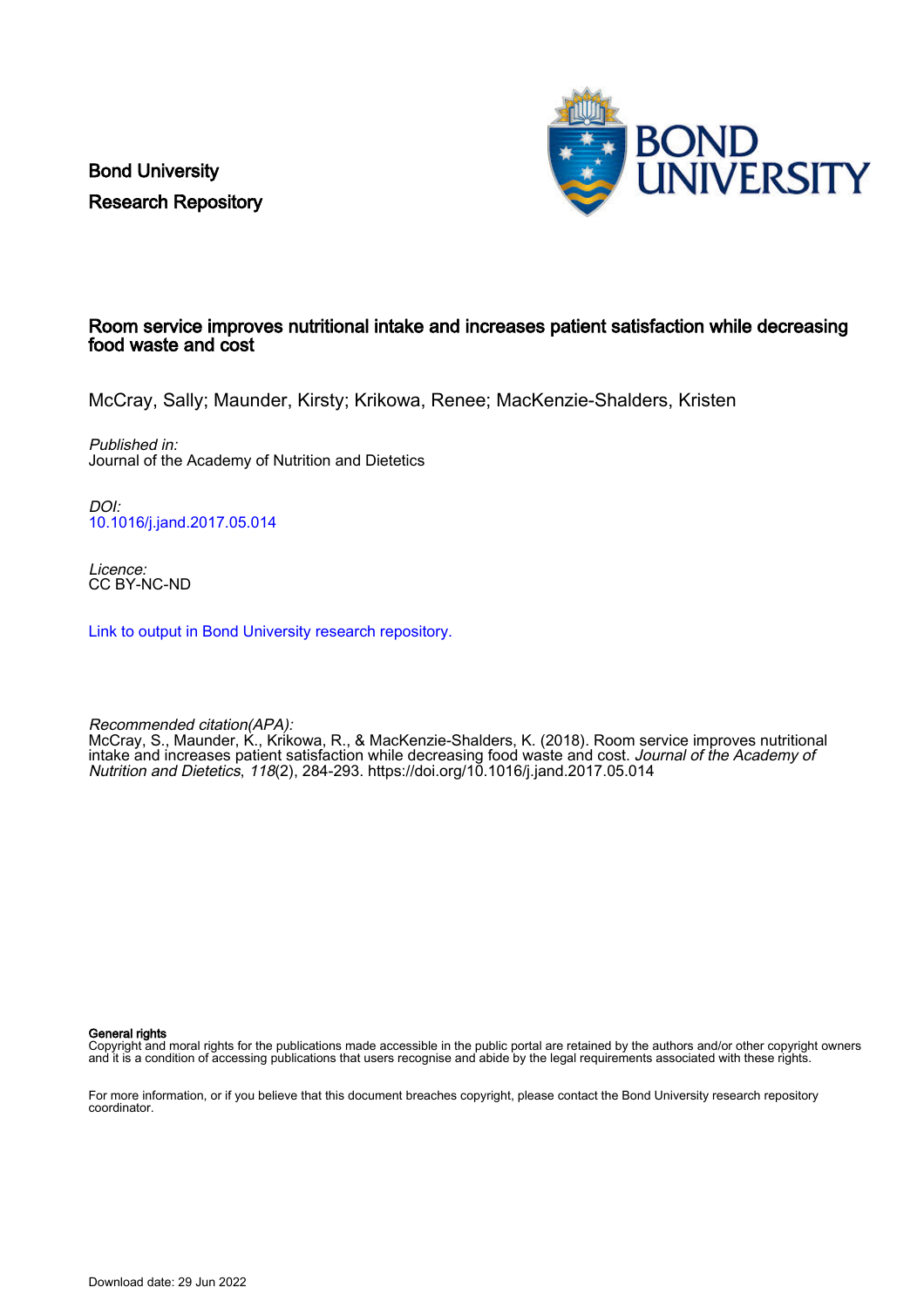Bond University
Research Repository

# Room service improves nutritional intake and increases patient satisfaction while decreasing food waste and cost

McCray, Sally; Maunder, Kirsty; Krikowa, Renee; MacKenzie-Shalders, Kristen

*Published in:*
Journal of the Academy of Nutrition and Dietetics

*DOI:*
10.1016/j.jand.2017.05.014

*Licence:*
CC BY-NC-ND

Link to output in Bond University research repository.

*Recommended citation(APA):*
McCray, S., Maunder, K., Krikowa, R., & MacKenzie-Shalders, K. (2018). Room service improves nutritional intake and increases patient satisfaction while decreasing food waste and cost. *Journal of the Academy of Nutrition and Dietetics*, *118*(2), 284-293. https://doi.org/10.1016/j.jand.2017.05.014

**General rights**
Copyright and moral rights for the publications made accessible in the public portal are retained by the authors and/or other copyright owners and it is a condition of accessing publications that users recognise and abide by the legal requirements associated with these rights.

For more information, or if you believe that this document breaches copyright, please contact the Bond University research repository coordinator.

Download date: 29 Jun 2022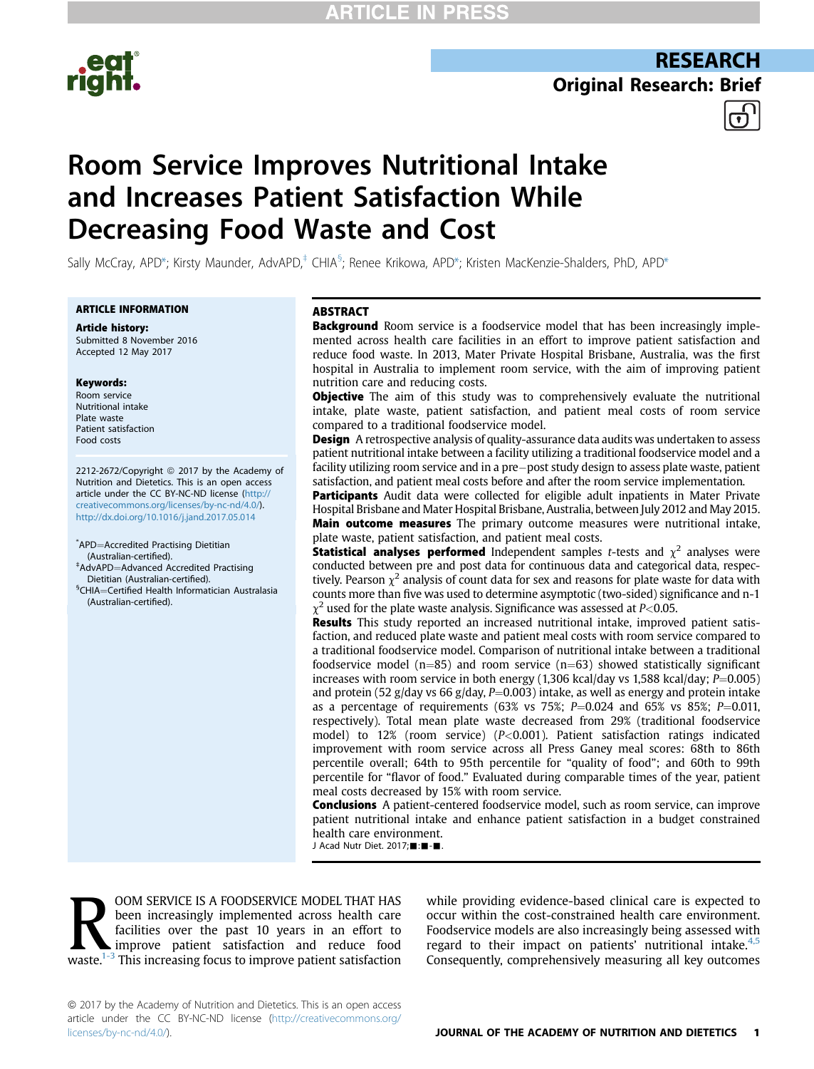# Room Service Improves Nutritional Intake and Increases Patient Satisfaction While Decreasing Food Waste and Cost

Sally McCray, APD*; Kirsty Maunder, AdvAPD,[‡] CHIA[§]; Renee Krikowa, APD*; Kristen MacKenzie-Shalders, PhD, APD*

**ARTICLE INFORMATION**

**Article history:**
Submitted 8 November 2016
Accepted 12 May 2017

**Keywords:**
Room service
Nutritional intake
Plate waste
Patient satisfaction
Food costs

2212-2672/Copyright © 2017 by the Academy of Nutrition and Dietetics. This is an open access article under the CC BY-NC-ND license (http://creativecommons.org/licenses/by-nc-nd/4.0/).
http://dx.doi.org/10.1016/j.jand.2017.05.014

*APD=Accredited Practising Dietitian (Australian-certified).
[‡]AdvAPD=Advanced Accredited Practising Dietitian (Australian-certified).
[§]CHIA=Certified Health Informatician Australasia (Australian-certified).

## ABSTRACT

**Background** Room service is a foodservice model that has been increasingly implemented across health care facilities in an effort to improve patient satisfaction and reduce food waste. In 2013, Mater Private Hospital Brisbane, Australia, was the first hospital in Australia to implement room service, with the aim of improving patient nutrition care and reducing costs.

**Objective** The aim of this study was to comprehensively evaluate the nutritional intake, plate waste, patient satisfaction, and patient meal costs of room service compared to a traditional foodservice model.

**Design** A retrospective analysis of quality-assurance data audits was undertaken to assess patient nutritional intake between a facility utilizing a traditional foodservice model and a facility utilizing room service and in a pre−post study design to assess plate waste, patient satisfaction, and patient meal costs before and after the room service implementation.

**Participants** Audit data were collected for eligible adult inpatients in Mater Private Hospital Brisbane and Mater Hospital Brisbane, Australia, between July 2012 and May 2015.

**Main outcome measures** The primary outcome measures were nutritional intake, plate waste, patient satisfaction, and patient meal costs.

**Statistical analyses performed** Independent samples *t*-tests and $\chi^2$ analyses were conducted between pre and post data for continuous data and categorical data, respectively. Pearson $\chi^2$ analysis of count data for sex and reasons for plate waste for data with counts more than five was used to determine asymptotic (two-sided) significance and n-1 $\chi^2$ used for the plate waste analysis. Significance was assessed at $P<0.05$.

**Results** This study reported an increased nutritional intake, improved patient satisfaction, and reduced plate waste and patient meal costs with room service compared to a traditional foodservice model. Comparison of nutritional intake between a traditional foodservice model (n=85) and room service (n=63) showed statistically significant increases with room service in both energy (1,306 kcal/day vs 1,588 kcal/day; $P=0.005$) and protein (52 g/day vs 66 g/day, $P=0.003$) intake, as well as energy and protein intake as a percentage of requirements (63% vs 75%; $P=0.024$ and 65% vs 85%; $P=0.011$, respectively). Total mean plate waste decreased from 29% (traditional foodservice model) to 12% (room service) ($P<0.001$). Patient satisfaction ratings indicated improvement with room service across all Press Ganey meal scores: 68th to 86th percentile overall; 64th to 95th percentile for "quality of food"; and 60th to 99th percentile for "flavor of food." Evaluated during comparable times of the year, patient meal costs decreased by 15% with room service.

**Conclusions** A patient-centered foodservice model, such as room service, can improve patient nutritional intake and enhance patient satisfaction in a budget constrained health care environment.

J Acad Nutr Diet. 2017;■:■-■.

ROOM SERVICE IS A FOODSERVICE MODEL THAT HAS been increasingly implemented across health care facilities over the past 10 years in an effort to improve patient satisfaction and reduce food waste.[1-3] This increasing focus to improve patient satisfaction while providing evidence-based clinical care is expected to occur within the cost-constrained health care environment. Foodservice models are also increasingly being assessed with regard to their impact on patients' nutritional intake.[4,5] Consequently, comprehensively measuring all key outcomes

© 2017 by the Academy of Nutrition and Dietetics. This is an open access article under the CC BY-NC-ND license (http://creativecommons.org/licenses/by-nc-nd/4.0/).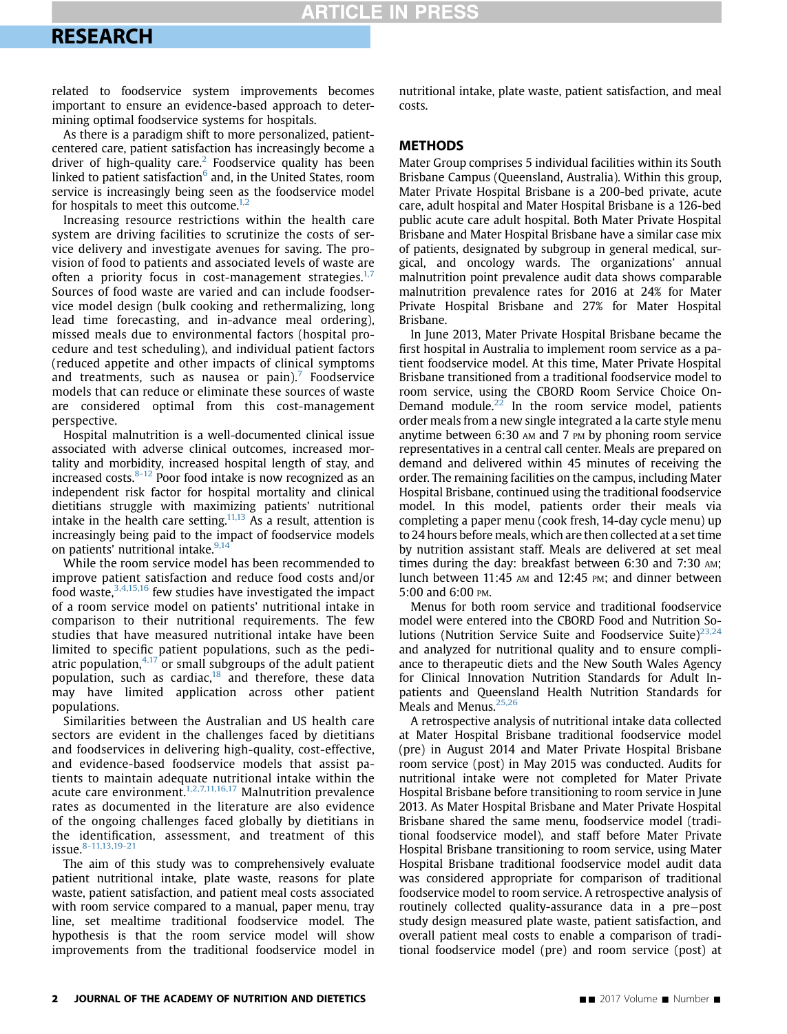related to foodservice system improvements becomes important to ensure an evidence-based approach to determining optimal foodservice systems for hospitals.

As there is a paradigm shift to more personalized, patient-centered care, patient satisfaction has increasingly become a driver of high-quality care.[2] Foodservice quality has been linked to patient satisfaction[6] and, in the United States, room service is increasingly being seen as the foodservice model for hospitals to meet this outcome.[1,2]

Increasing resource restrictions within the health care system are driving facilities to scrutinize the costs of service delivery and investigate avenues for saving. The provision of food to patients and associated levels of waste are often a priority focus in cost-management strategies.[1,7] Sources of food waste are varied and can include foodservice model design (bulk cooking and rethermalizing, long lead time forecasting, and in-advance meal ordering), missed meals due to environmental factors (hospital procedure and test scheduling), and individual patient factors (reduced appetite and other impacts of clinical symptoms and treatments, such as nausea or pain).[7] Foodservice models that can reduce or eliminate these sources of waste are considered optimal from this cost-management perspective.

Hospital malnutrition is a well-documented clinical issue associated with adverse clinical outcomes, increased mortality and morbidity, increased hospital length of stay, and increased costs.[8-12] Poor food intake is now recognized as an independent risk factor for hospital mortality and clinical dietitians struggle with maximizing patients' nutritional intake in the health care setting.[11,13] As a result, attention is increasingly being paid to the impact of foodservice models on patients' nutritional intake.[9,14]

While the room service model has been recommended to improve patient satisfaction and reduce food costs and/or food waste,[3,4,15,16] few studies have investigated the impact of a room service model on patients' nutritional intake in comparison to their nutritional requirements. The few studies that have measured nutritional intake have been limited to specific patient populations, such as the pediatric population,[4,17] or small subgroups of the adult patient population, such as cardiac,[18] and therefore, these data may have limited application across other patient populations.

Similarities between the Australian and US health care sectors are evident in the challenges faced by dietitians and foodservices in delivering high-quality, cost-effective, and evidence-based foodservice models that assist patients to maintain adequate nutritional intake within the acute care environment.[1,2,7,11,16,17] Malnutrition prevalence rates as documented in the literature are also evidence of the ongoing challenges faced globally by dietitians in the identification, assessment, and treatment of this issue.[8-11,13,19-21]

The aim of this study was to comprehensively evaluate patient nutritional intake, plate waste, reasons for plate waste, patient satisfaction, and patient meal costs associated with room service compared to a manual, paper menu, tray line, set mealtime traditional foodservice model. The hypothesis is that the room service model will show improvements from the traditional foodservice model in nutritional intake, plate waste, patient satisfaction, and meal costs.

## METHODS

Mater Group comprises 5 individual facilities within its South Brisbane Campus (Queensland, Australia). Within this group, Mater Private Hospital Brisbane is a 200-bed private, acute care, adult hospital and Mater Hospital Brisbane is a 126-bed public acute care adult hospital. Both Mater Private Hospital Brisbane and Mater Hospital Brisbane have a similar case mix of patients, designated by subgroup in general medical, surgical, and oncology wards. The organizations' annual malnutrition point prevalence audit data shows comparable malnutrition prevalence rates for 2016 at 24% for Mater Private Hospital Brisbane and 27% for Mater Hospital Brisbane.

In June 2013, Mater Private Hospital Brisbane became the first hospital in Australia to implement room service as a patient foodservice model. At this time, Mater Private Hospital Brisbane transitioned from a traditional foodservice model to room service, using the CBORD Room Service Choice On-Demand module.[22] In the room service model, patients order meals from a new single integrated a la carte style menu anytime between 6:30 AM and 7 PM by phoning room service representatives in a central call center. Meals are prepared on demand and delivered within 45 minutes of receiving the order. The remaining facilities on the campus, including Mater Hospital Brisbane, continued using the traditional foodservice model. In this model, patients order their meals via completing a paper menu (cook fresh, 14-day cycle menu) up to 24 hours before meals, which are then collected at a set time by nutrition assistant staff. Meals are delivered at set meal times during the day: breakfast between 6:30 and 7:30 AM; lunch between 11:45 AM and 12:45 PM; and dinner between 5:00 and 6:00 PM.

Menus for both room service and traditional foodservice model were entered into the CBORD Food and Nutrition Solutions (Nutrition Service Suite and Foodservice Suite)[23,24] and analyzed for nutritional quality and to ensure compliance to therapeutic diets and the New South Wales Agency for Clinical Innovation Nutrition Standards for Adult Inpatients and Queensland Health Nutrition Standards for Meals and Menus.[25,26]

A retrospective analysis of nutritional intake data collected at Mater Hospital Brisbane traditional foodservice model (pre) in August 2014 and Mater Private Hospital Brisbane room service (post) in May 2015 was conducted. Audits for nutritional intake were not completed for Mater Private Hospital Brisbane before transitioning to room service in June 2013. As Mater Hospital Brisbane and Mater Private Hospital Brisbane shared the same menu, foodservice model (traditional foodservice model), and staff before Mater Private Hospital Brisbane transitioning to room service, using Mater Hospital Brisbane traditional foodservice model audit data was considered appropriate for comparison of traditional foodservice model to room service. A retrospective analysis of routinely collected quality-assurance data in a pre−post study design measured plate waste, patient satisfaction, and overall patient meal costs to enable a comparison of traditional foodservice model (pre) and room service (post) at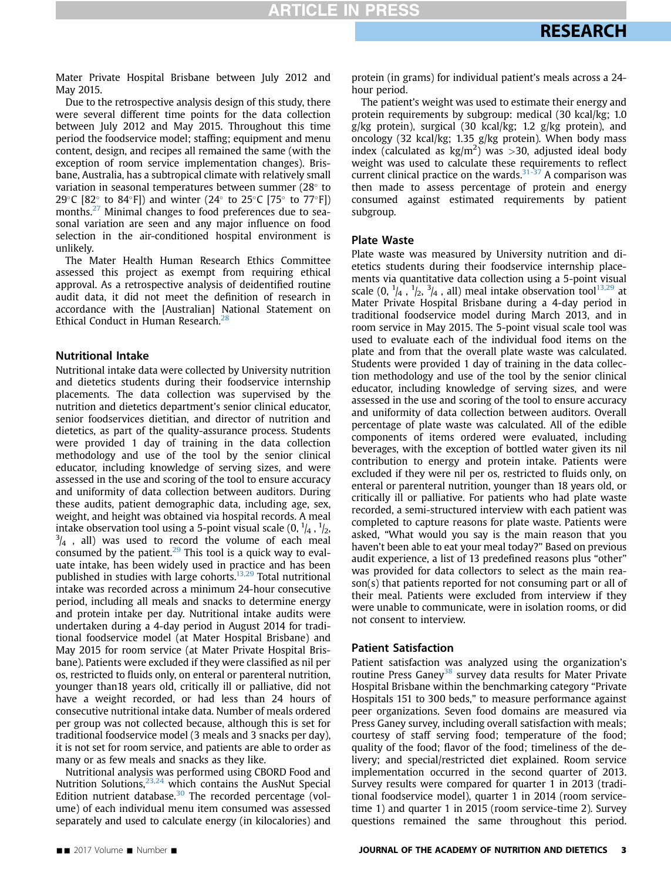Mater Private Hospital Brisbane between July 2012 and May 2015.

Due to the retrospective analysis design of this study, there were several different time points for the data collection between July 2012 and May 2015. Throughout this time period the foodservice model; staffing; equipment and menu content, design, and recipes all remained the same (with the exception of room service implementation changes). Brisbane, Australia, has a subtropical climate with relatively small variation in seasonal temperatures between summer (28° to 29°C [82° to 84°F]) and winter (24° to 25°C [75° to 77°F]) months.[27] Minimal changes to food preferences due to seasonal variation are seen and any major influence on food selection in the air-conditioned hospital environment is unlikely.

The Mater Health Human Research Ethics Committee assessed this project as exempt from requiring ethical approval. As a retrospective analysis of deidentified routine audit data, it did not meet the definition of research in accordance with the [Australian] National Statement on Ethical Conduct in Human Research.[28]

## Nutritional Intake

Nutritional intake data were collected by University nutrition and dietetics students during their foodservice internship placements. The data collection was supervised by the nutrition and dietetics department's senior clinical educator, senior foodservices dietitian, and director of nutrition and dietetics, as part of the quality-assurance process. Students were provided 1 day of training in the data collection methodology and use of the tool by the senior clinical educator, including knowledge of serving sizes, and were assessed in the use and scoring of the tool to ensure accuracy and uniformity of data collection between auditors. During these audits, patient demographic data, including age, sex, weight, and height was obtained via hospital records. A meal intake observation tool using a 5-point visual scale (0, $^1/_4$ , $^1/_2$, $^3/_4$ , all) was used to record the volume of each meal consumed by the patient.[29] This tool is a quick way to evaluate intake, has been widely used in practice and has been published in studies with large cohorts.[13,29] Total nutritional intake was recorded across a minimum 24-hour consecutive period, including all meals and snacks to determine energy and protein intake per day. Nutritional intake audits were undertaken during a 4-day period in August 2014 for traditional foodservice model (at Mater Hospital Brisbane) and May 2015 for room service (at Mater Private Hospital Brisbane). Patients were excluded if they were classified as nil per os, restricted to fluids only, on enteral or parenteral nutrition, younger than18 years old, critically ill or palliative, did not have a weight recorded, or had less than 24 hours of consecutive nutritional intake data. Number of meals ordered per group was not collected because, although this is set for traditional foodservice model (3 meals and 3 snacks per day), it is not set for room service, and patients are able to order as many or as few meals and snacks as they like.

Nutritional analysis was performed using CBORD Food and Nutrition Solutions,[23,24] which contains the AusNut Special Edition nutrient database.[30] The recorded percentage (volume) of each individual menu item consumed was assessed separately and used to calculate energy (in kilocalories) and protein (in grams) for individual patient's meals across a 24-hour period.

The patient's weight was used to estimate their energy and protein requirements by subgroup: medical (30 kcal/kg; 1.0 g/kg protein), surgical (30 kcal/kg; 1.2 g/kg protein), and oncology (32 kcal/kg; 1.35 g/kg protein). When body mass index (calculated as kg/m$^2$) was >30, adjusted ideal body weight was used to calculate these requirements to reflect current clinical practice on the wards.[31-37] A comparison was then made to assess percentage of protein and energy consumed against estimated requirements by patient subgroup.

## Plate Waste

Plate waste was measured by University nutrition and dietetics students during their foodservice internship placements via quantitative data collection using a 5-point visual scale (0, $^1/_4$ , $^1/_2$, $^3/_4$ , all) meal intake observation tool[13,29] at Mater Private Hospital Brisbane during a 4-day period in traditional foodservice model during March 2013, and in room service in May 2015. The 5-point visual scale tool was used to evaluate each of the individual food items on the plate and from that the overall plate waste was calculated. Students were provided 1 day of training in the data collection methodology and use of the tool by the senior clinical educator, including knowledge of serving sizes, and were assessed in the use and scoring of the tool to ensure accuracy and uniformity of data collection between auditors. Overall percentage of plate waste was calculated. All of the edible components of items ordered were evaluated, including beverages, with the exception of bottled water given its nil contribution to energy and protein intake. Patients were excluded if they were nil per os, restricted to fluids only, on enteral or parenteral nutrition, younger than 18 years old, or critically ill or palliative. For patients who had plate waste recorded, a semi-structured interview with each patient was completed to capture reasons for plate waste. Patients were asked, "What would you say is the main reason that you haven't been able to eat your meal today?" Based on previous audit experience, a list of 13 predefined reasons plus "other" was provided for data collectors to select as the main reason(s) that patients reported for not consuming part or all of their meal. Patients were excluded from interview if they were unable to communicate, were in isolation rooms, or did not consent to interview.

## Patient Satisfaction

Patient satisfaction was analyzed using the organization's routine Press Ganey[38] survey data results for Mater Private Hospital Brisbane within the benchmarking category "Private Hospitals 151 to 300 beds," to measure performance against peer organizations. Seven food domains are measured via Press Ganey survey, including overall satisfaction with meals; courtesy of staff serving food; temperature of the food; quality of the food; flavor of the food; timeliness of the delivery; and special/restricted diet explained. Room service implementation occurred in the second quarter of 2013. Survey results were compared for quarter 1 in 2013 (traditional foodservice model), quarter 1 in 2014 (room service-time 1) and quarter 1 in 2015 (room service-time 2). Survey questions remained the same throughout this period.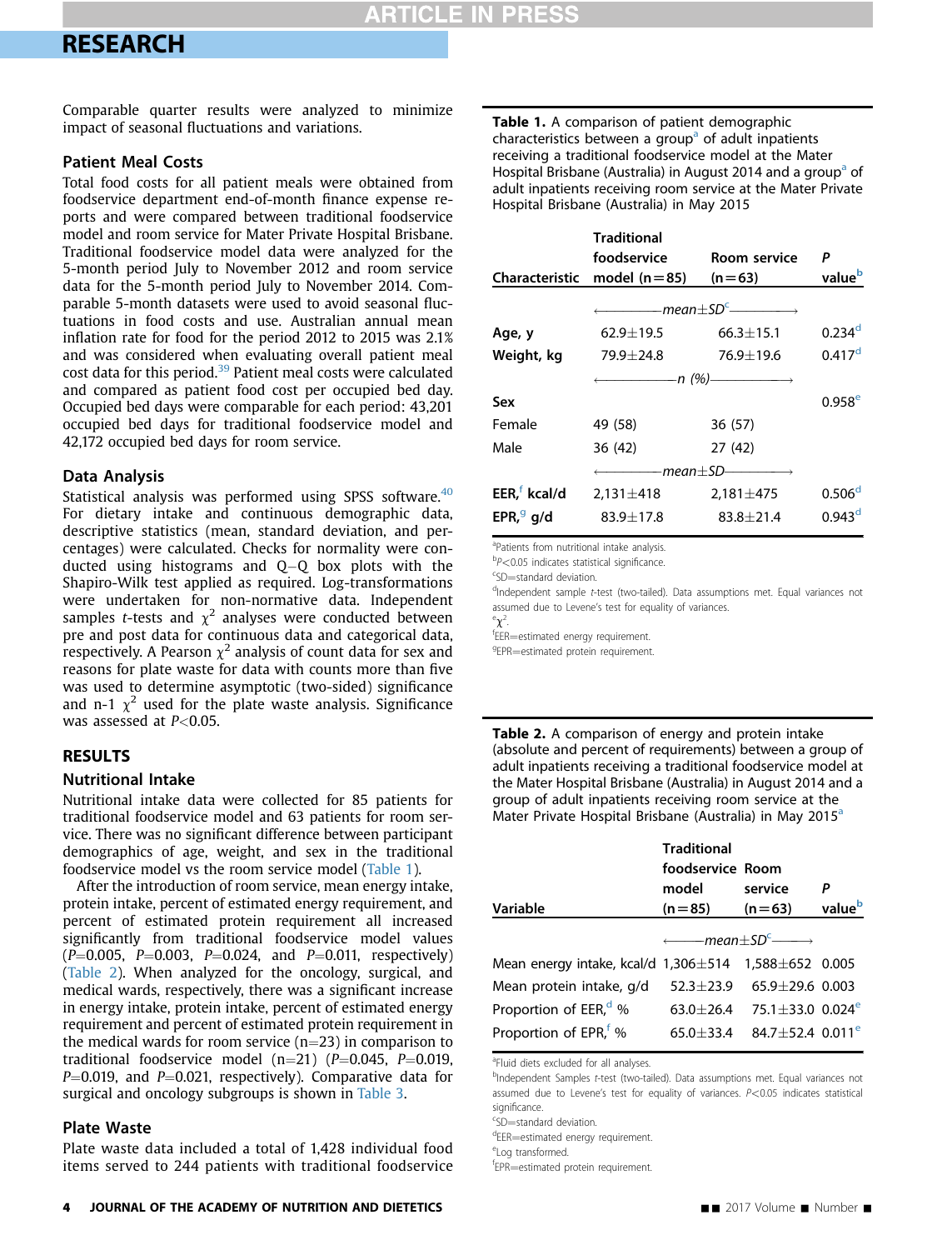Comparable quarter results were analyzed to minimize impact of seasonal fluctuations and variations.

### Patient Meal Costs

Total food costs for all patient meals were obtained from foodservice department end-of-month finance expense reports and were compared between traditional foodservice model and room service for Mater Private Hospital Brisbane. Traditional foodservice model data were analyzed for the 5-month period July to November 2012 and room service data for the 5-month period July to November 2014. Comparable 5-month datasets were used to avoid seasonal fluctuations in food costs and use. Australian annual mean inflation rate for food for the period 2012 to 2015 was 2.1% and was considered when evaluating overall patient meal cost data for this period.[39] Patient meal costs were calculated and compared as patient food cost per occupied bed day. Occupied bed days were comparable for each period: 43,201 occupied bed days for traditional foodservice model and 42,172 occupied bed days for room service.

### Data Analysis

Statistical analysis was performed using SPSS software.[40] For dietary intake and continuous demographic data, descriptive statistics (mean, standard deviation, and percentages) were calculated. Checks for normality were conducted using histograms and Q–Q box plots with the Shapiro-Wilk test applied as required. Log-transformations were undertaken for non-normative data. Independent samples *t*-tests and $\chi^2$ analyses were conducted between pre and post data for continuous data and categorical data, respectively. A Pearson $\chi^2$ analysis of count data for sex and reasons for plate waste for data with counts more than five was used to determine asymptotic (two-sided) significance and n-1 $\chi^2$ used for the plate waste analysis. Significance was assessed at $P<0.05$.

## RESULTS

### Nutritional Intake

Nutritional intake data were collected for 85 patients for traditional foodservice model and 63 patients for room service. There was no significant difference between participant demographics of age, weight, and sex in the traditional foodservice model vs the room service model (Table 1).

After the introduction of room service, mean energy intake, protein intake, percent of estimated energy requirement, and percent of estimated protein requirement all increased significantly from traditional foodservice model values ($P=0.005$, $P=0.003$, $P=0.024$, and $P=0.011$, respectively) (Table 2). When analyzed for the oncology, surgical, and medical wards, respectively, there was a significant increase in energy intake, protein intake, percent of estimated energy requirement and percent of estimated protein requirement in the medical wards for room service (n=23) in comparison to traditional foodservice model (n=21) ($P=0.045$, $P=0.019$, $P=0.019$, and $P=0.021$, respectively). Comparative data for surgical and oncology subgroups is shown in Table 3.

### Plate Waste

Plate waste data included a total of 1,428 individual food items served to 244 patients with traditional foodservice

**Table 1.** A comparison of patient demographic characteristics between a group[a] of adult inpatients receiving a traditional foodservice model at the Mater Hospital Brisbane (Australia) in August 2014 and a group[a] of adult inpatients receiving room service at the Mater Private Hospital Brisbane (Australia) in May 2015

| Characteristic | Traditional foodservice model (n=85) | Room service (n=63) | P value[b] |
|---|---|---|---|
| | ←mean±SD[c]→ | | |
| Age, y | 62.9±19.5 | 66.3±15.1 | 0.234[d] |
| Weight, kg | 79.9±24.8 | 76.9±19.6 | 0.417[d] |
| | ←n (%)→ | | |
| Sex | | | 0.958[e] |
| Female | 49 (58) | 36 (57) | |
| Male | 36 (42) | 27 (42) | |
| | ←mean±SD→ | | |
| EER,[f] kcal/d | 2,131±418 | 2,181±475 | 0.506[d] |
| EPR,[g] g/d | 83.9±17.8 | 83.8±21.4 | 0.943[d] |

[a]Patients from nutritional intake analysis.
[b]$P<0.05$ indicates statistical significance.
[c]SD=standard deviation.
[d]Independent sample *t*-test (two-tailed). Data assumptions met. Equal variances not assumed due to Levene's test for equality of variances.
[e]$\chi^2$.
[f]EER=estimated energy requirement.
[g]EPR=estimated protein requirement.

**Table 2.** A comparison of energy and protein intake (absolute and percent of requirements) between a group of adult inpatients receiving a traditional foodservice model at the Mater Hospital Brisbane (Australia) in August 2014 and a group of adult inpatients receiving room service at the Mater Private Hospital Brisbane (Australia) in May 2015[a]

| Variable | Traditional foodservice model (n=85) | Room service (n=63) | P value[b] |
|---|---|---|---|
| | ←mean±SD[c]→ | | |
| Mean energy intake, kcal/d | 1,306±514 | 1,588±652 | 0.005 |
| Mean protein intake, g/d | 52.3±23.9 | 65.9±29.6 | 0.003 |
| Proportion of EER,[d] % | 63.0±26.4 | 75.1±33.0 | 0.024[e] |
| Proportion of EPR,[f] % | 65.0±33.4 | 84.7±52.4 | 0.011[e] |

[a]Fluid diets excluded for all analyses.
[b]Independent Samples *t*-test (two-tailed). Data assumptions met. Equal variances not assumed due to Levene's test for equality of variances. $P<0.05$ indicates statistical significance.
[c]SD=standard deviation.
[d]EER=estimated energy requirement.
[e]Log transformed.
[f]EPR=estimated protein requirement.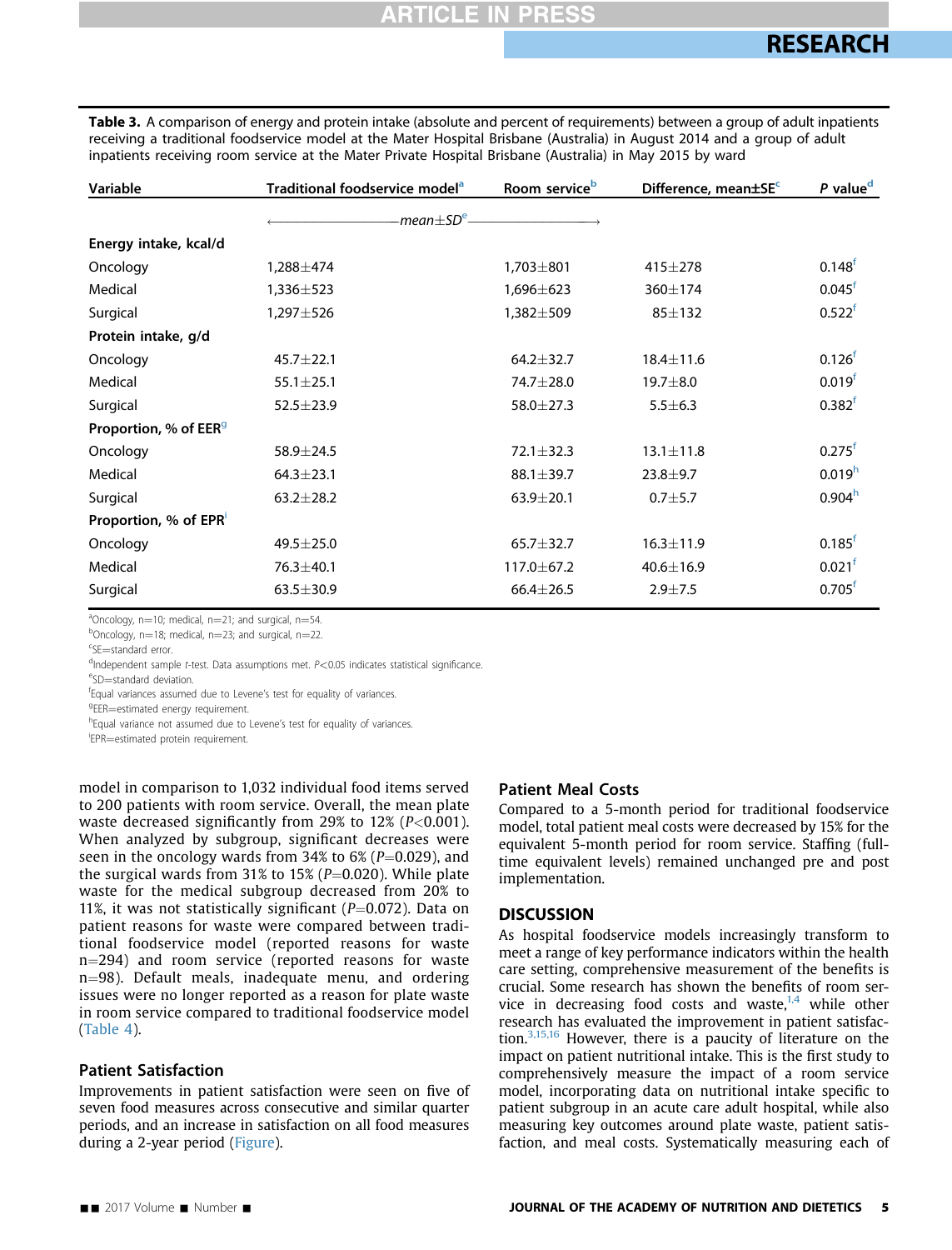**Table 3.** A comparison of energy and protein intake (absolute and percent of requirements) between a group of adult inpatients receiving a traditional foodservice model at the Mater Hospital Brisbane (Australia) in August 2014 and a group of adult inpatients receiving room service at the Mater Private Hospital Brisbane (Australia) in May 2015 by ward

| Variable | Traditional foodservice model[a] | Room service[b] | Difference, mean±SE[c] | *P* value[d] |
|---|---|---|---|---|
| | ←——— *mean±SD*[e] ———→ | | | |
| **Energy intake, kcal/d** | | | | |
| Oncology | 1,288±474 | 1,703±801 | 415±278 | 0.148[f] |
| Medical | 1,336±523 | 1,696±623 | 360±174 | 0.045[f] |
| Surgical | 1,297±526 | 1,382±509 | 85±132 | 0.522[f] |
| **Protein intake, g/d** | | | | |
| Oncology | 45.7±22.1 | 64.2±32.7 | 18.4±11.6 | 0.126[f] |
| Medical | 55.1±25.1 | 74.7±28.0 | 19.7±8.0 | 0.019[f] |
| Surgical | 52.5±23.9 | 58.0±27.3 | 5.5±6.3 | 0.382[f] |
| **Proportion, % of EER**[g] | | | | |
| Oncology | 58.9±24.5 | 72.1±32.3 | 13.1±11.8 | 0.275[f] |
| Medical | 64.3±23.1 | 88.1±39.7 | 23.8±9.7 | 0.019[h] |
| Surgical | 63.2±28.2 | 63.9±20.1 | 0.7±5.7 | 0.904[h] |
| **Proportion, % of EPR**[i] | | | | |
| Oncology | 49.5±25.0 | 65.7±32.7 | 16.3±11.9 | 0.185[f] |
| Medical | 76.3±40.1 | 117.0±67.2 | 40.6±16.9 | 0.021[f] |
| Surgical | 63.5±30.9 | 66.4±26.5 | 2.9±7.5 | 0.705[f] |

[a]Oncology, n=10; medical, n=21; and surgical, n=54.
[b]Oncology, n=18; medical, n=23; and surgical, n=22.
[c]SE=standard error.
[d]Independent sample *t*-test. Data assumptions met. $P<0.05$ indicates statistical significance.
[e]SD=standard deviation.
[f]Equal variances assumed due to Levene's test for equality of variances.
[g]EER=estimated energy requirement.
[h]Equal variance not assumed due to Levene's test for equality of variances.
[i]EPR=estimated protein requirement.

model in comparison to 1,032 individual food items served to 200 patients with room service. Overall, the mean plate waste decreased significantly from 29% to 12% ($P<0.001$). When analyzed by subgroup, significant decreases were seen in the oncology wards from 34% to 6% ($P=0.029$), and the surgical wards from 31% to 15% ($P=0.020$). While plate waste for the medical subgroup decreased from 20% to 11%, it was not statistically significant ($P=0.072$). Data on patient reasons for waste were compared between traditional foodservice model (reported reasons for waste n=294) and room service (reported reasons for waste n=98). Default meals, inadequate menu, and ordering issues were no longer reported as a reason for plate waste in room service compared to traditional foodservice model (Table 4).

### Patient Satisfaction

Improvements in patient satisfaction were seen on five of seven food measures across consecutive and similar quarter periods, and an increase in satisfaction on all food measures during a 2-year period (Figure).

### Patient Meal Costs

Compared to a 5-month period for traditional foodservice model, total patient meal costs were decreased by 15% for the equivalent 5-month period for room service. Staffing (full-time equivalent levels) remained unchanged pre and post implementation.

## DISCUSSION

As hospital foodservice models increasingly transform to meet a range of key performance indicators within the health care setting, comprehensive measurement of the benefits is crucial. Some research has shown the benefits of room service in decreasing food costs and waste,[1,4] while other research has evaluated the improvement in patient satisfaction.[3,15,16] However, there is a paucity of literature on the impact on patient nutritional intake. This is the first study to comprehensively measure the impact of a room service model, incorporating data on nutritional intake specific to patient subgroup in an acute care adult hospital, while also measuring key outcomes around plate waste, patient satisfaction, and meal costs. Systematically measuring each of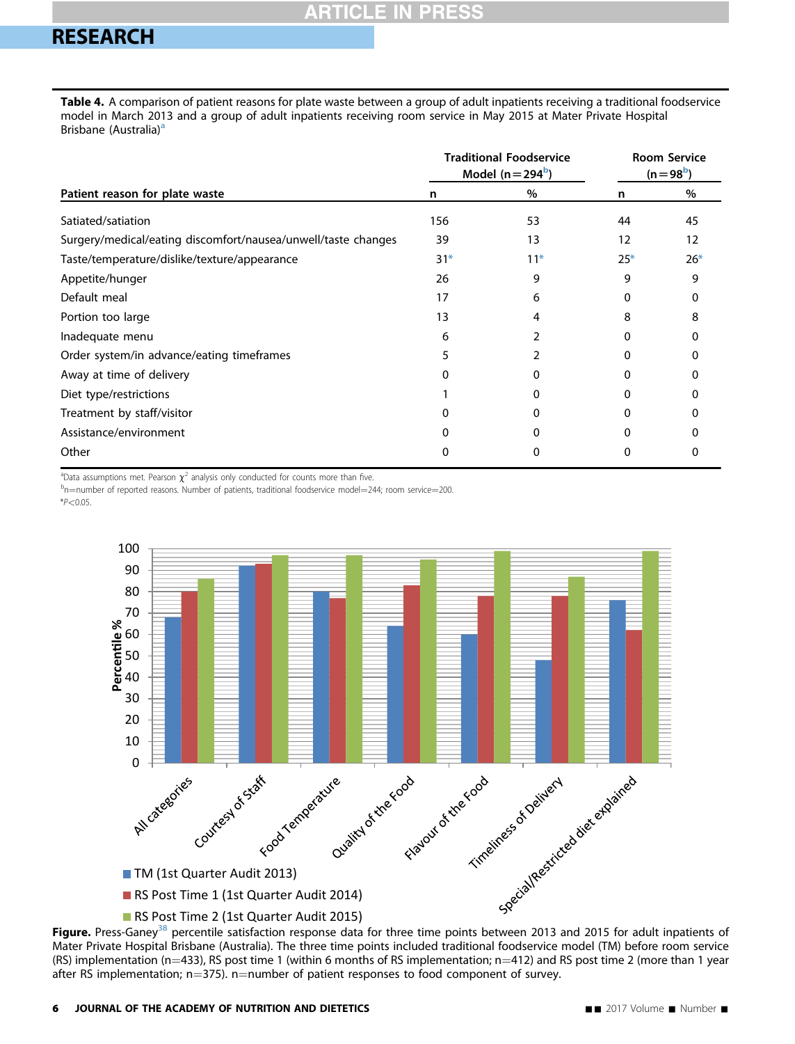**Table 4.** A comparison of patient reasons for plate waste between a group of adult inpatients receiving a traditional foodservice model in March 2013 and a group of adult inpatients receiving room service in May 2015 at Mater Private Hospital Brisbane (Australia)[a]

| | Traditional Foodservice Model (n=294[b]) | | Room Service (n=98[b]) | |
|---|---|---|---|---|
| **Patient reason for plate waste** | **n** | **%** | **n** | **%** |
| Satiated/satiation | 156 | 53 | 44 | 45 |
| Surgery/medical/eating discomfort/nausea/unwell/taste changes | 39 | 13 | 12 | 12 |
| Taste/temperature/dislike/texture/appearance | 31* | 11* | 25* | 26* |
| Appetite/hunger | 26 | 9 | 9 | 9 |
| Default meal | 17 | 6 | 0 | 0 |
| Portion too large | 13 | 4 | 8 | 8 |
| Inadequate menu | 6 | 2 | 0 | 0 |
| Order system/in advance/eating timeframes | 5 | 2 | 0 | 0 |
| Away at time of delivery | 0 | 0 | 0 | 0 |
| Diet type/restrictions | 1 | 0 | 0 | 0 |
| Treatment by staff/visitor | 0 | 0 | 0 | 0 |
| Assistance/environment | 0 | 0 | 0 | 0 |
| Other | 0 | 0 | 0 | 0 |

[a]Data assumptions met. Pearson $\chi^2$ analysis only conducted for counts more than five.
[b]n=number of reported reasons. Number of patients, traditional foodservice model=244; room service=200.
*$P<0.05$.

**Figure.** Press-Ganey[38] percentile satisfaction response data for three time points between 2013 and 2015 for adult inpatients of Mater Private Hospital Brisbane (Australia). The three time points included traditional foodservice model (TM) before room service (RS) implementation (n=433), RS post time 1 (within 6 months of RS implementation; n=412) and RS post time 2 (more than 1 year after RS implementation; n=375). n=number of patient responses to food component of survey.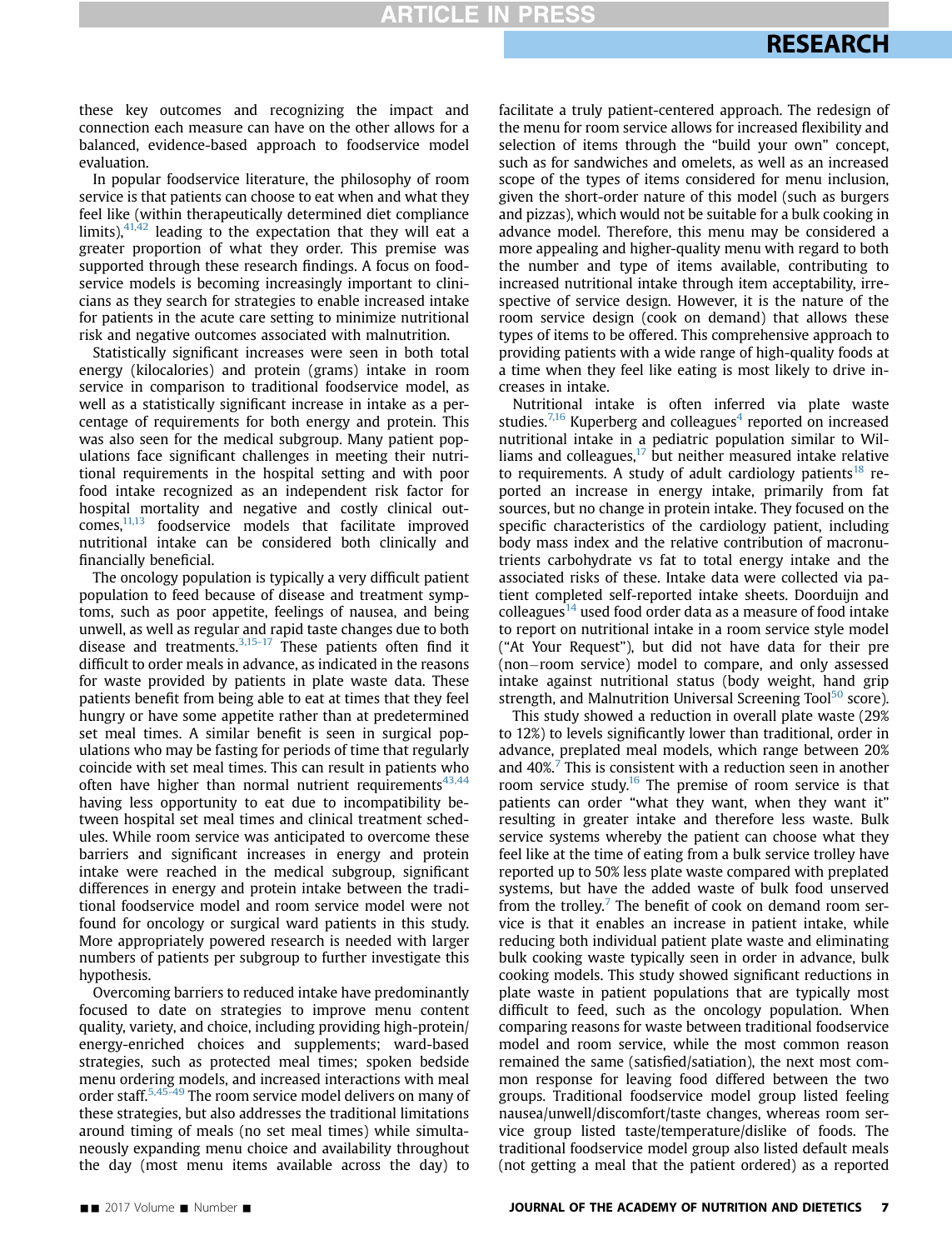these key outcomes and recognizing the impact and connection each measure can have on the other allows for a balanced, evidence-based approach to foodservice model evaluation.

In popular foodservice literature, the philosophy of room service is that patients can choose to eat when and what they feel like (within therapeutically determined diet compliance limits),[41,42] leading to the expectation that they will eat a greater proportion of what they order. This premise was supported through these research findings. A focus on foodservice models is becoming increasingly important to clinicians as they search for strategies to enable increased intake for patients in the acute care setting to minimize nutritional risk and negative outcomes associated with malnutrition.

Statistically significant increases were seen in both total energy (kilocalories) and protein (grams) intake in room service in comparison to traditional foodservice model, as well as a statistically significant increase in intake as a percentage of requirements for both energy and protein. This was also seen for the medical subgroup. Many patient populations face significant challenges in meeting their nutritional requirements in the hospital setting and with poor food intake recognized as an independent risk factor for hospital mortality and negative and costly clinical outcomes,[11,13] foodservice models that facilitate improved nutritional intake can be considered both clinically and financially beneficial.

The oncology population is typically a very difficult patient population to feed because of disease and treatment symptoms, such as poor appetite, feelings of nausea, and being unwell, as well as regular and rapid taste changes due to both disease and treatments.[3,15-17] These patients often find it difficult to order meals in advance, as indicated in the reasons for waste provided by patients in plate waste data. These patients benefit from being able to eat at times that they feel hungry or have some appetite rather than at predetermined set meal times. A similar benefit is seen in surgical populations who may be fasting for periods of time that regularly coincide with set meal times. This can result in patients who often have higher than normal nutrient requirements[43,44] having less opportunity to eat due to incompatibility between hospital set meal times and clinical treatment schedules. While room service was anticipated to overcome these barriers and significant increases in energy and protein intake were reached in the medical subgroup, significant differences in energy and protein intake between the traditional foodservice model and room service model were not found for oncology or surgical ward patients in this study. More appropriately powered research is needed with larger numbers of patients per subgroup to further investigate this hypothesis.

Overcoming barriers to reduced intake have predominantly focused to date on strategies to improve menu content quality, variety, and choice, including providing high-protein/energy-enriched choices and supplements; ward-based strategies, such as protected meal times; spoken bedside menu ordering models, and increased interactions with meal order staff.[5,45-49] The room service model delivers on many of these strategies, but also addresses the traditional limitations around timing of meals (no set meal times) while simultaneously expanding menu choice and availability throughout the day (most menu items available across the day) to facilitate a truly patient-centered approach. The redesign of the menu for room service allows for increased flexibility and selection of items through the "build your own" concept, such as for sandwiches and omelets, as well as an increased scope of the types of items considered for menu inclusion, given the short-order nature of this model (such as burgers and pizzas), which would not be suitable for a bulk cooking in advance model. Therefore, this menu may be considered a more appealing and higher-quality menu with regard to both the number and type of items available, contributing to increased nutritional intake through item acceptability, irrespective of service design. However, it is the nature of the room service design (cook on demand) that allows these types of items to be offered. This comprehensive approach to providing patients with a wide range of high-quality foods at a time when they feel like eating is most likely to drive increases in intake.

Nutritional intake is often inferred via plate waste studies.[7,16] Kuperberg and colleagues[4] reported on increased nutritional intake in a pediatric population similar to Williams and colleagues,[17] but neither measured intake relative to requirements. A study of adult cardiology patients[18] reported an increase in energy intake, primarily from fat sources, but no change in protein intake. They focused on the specific characteristics of the cardiology patient, including body mass index and the relative contribution of macronutrients carbohydrate vs fat to total energy intake and the associated risks of these. Intake data were collected via patient completed self-reported intake sheets. Doorduijn and colleagues[14] used food order data as a measure of food intake to report on nutritional intake in a room service style model ("At Your Request"), but did not have data for their pre (non–room service) model to compare, and only assessed intake against nutritional status (body weight, hand grip strength, and Malnutrition Universal Screening Tool[50] score).

This study showed a reduction in overall plate waste (29% to 12%) to levels significantly lower than traditional, order in advance, preplated meal models, which range between 20% and 40%.[7] This is consistent with a reduction seen in another room service study.[16] The premise of room service is that patients can order "what they want, when they want it" resulting in greater intake and therefore less waste. Bulk service systems whereby the patient can choose what they feel like at the time of eating from a bulk service trolley have reported up to 50% less plate waste compared with preplated systems, but have the added waste of bulk food unserved from the trolley.[7] The benefit of cook on demand room service is that it enables an increase in patient intake, while reducing both individual patient plate waste and eliminating bulk cooking waste typically seen in order in advance, bulk cooking models. This study showed significant reductions in plate waste in patient populations that are typically most difficult to feed, such as the oncology population. When comparing reasons for waste between traditional foodservice model and room service, while the most common reason remained the same (satisfied/satiation), the next most common response for leaving food differed between the two groups. Traditional foodservice model group listed feeling nausea/unwell/discomfort/taste changes, whereas room service group listed taste/temperature/dislike of foods. The traditional foodservice model group also listed default meals (not getting a meal that the patient ordered) as a reported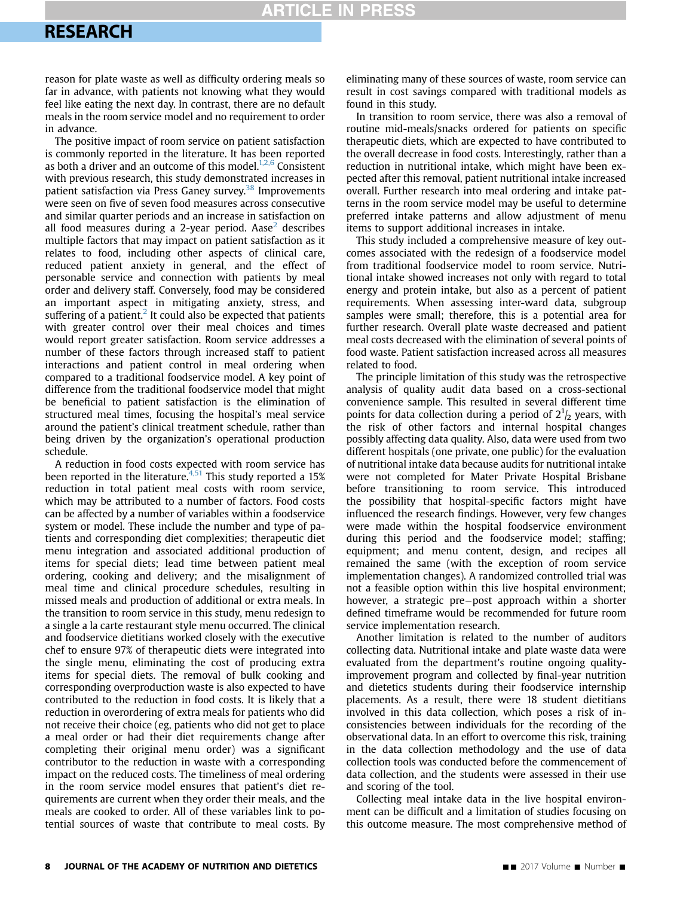reason for plate waste as well as difficulty ordering meals so far in advance, with patients not knowing what they would feel like eating the next day. In contrast, there are no default meals in the room service model and no requirement to order in advance.

The positive impact of room service on patient satisfaction is commonly reported in the literature. It has been reported as both a driver and an outcome of this model.[1,2,6] Consistent with previous research, this study demonstrated increases in patient satisfaction via Press Ganey survey.[38] Improvements were seen on five of seven food measures across consecutive and similar quarter periods and an increase in satisfaction on all food measures during a 2-year period. Aase[2] describes multiple factors that may impact on patient satisfaction as it relates to food, including other aspects of clinical care, reduced patient anxiety in general, and the effect of personable service and connection with patients by meal order and delivery staff. Conversely, food may be considered an important aspect in mitigating anxiety, stress, and suffering of a patient.[2] It could also be expected that patients with greater control over their meal choices and times would report greater satisfaction. Room service addresses a number of these factors through increased staff to patient interactions and patient control in meal ordering when compared to a traditional foodservice model. A key point of difference from the traditional foodservice model that might be beneficial to patient satisfaction is the elimination of structured meal times, focusing the hospital's meal service around the patient's clinical treatment schedule, rather than being driven by the organization's operational production schedule.

A reduction in food costs expected with room service has been reported in the literature.[4,51] This study reported a 15% reduction in total patient meal costs with room service, which may be attributed to a number of factors. Food costs can be affected by a number of variables within a foodservice system or model. These include the number and type of patients and corresponding diet complexities; therapeutic diet menu integration and associated additional production of items for special diets; lead time between patient meal ordering, cooking and delivery; and the misalignment of meal time and clinical procedure schedules, resulting in missed meals and production of additional or extra meals. In the transition to room service in this study, menu redesign to a single a la carte restaurant style menu occurred. The clinical and foodservice dietitians worked closely with the executive chef to ensure 97% of therapeutic diets were integrated into the single menu, eliminating the cost of producing extra items for special diets. The removal of bulk cooking and corresponding overproduction waste is also expected to have contributed to the reduction in food costs. It is likely that a reduction in overordering of extra meals for patients who did not receive their choice (eg, patients who did not get to place a meal order or had their diet requirements change after completing their original menu order) was a significant contributor to the reduction in waste with a corresponding impact on the reduced costs. The timeliness of meal ordering in the room service model ensures that patient's diet requirements are current when they order their meals, and the meals are cooked to order. All of these variables link to potential sources of waste that contribute to meal costs. By eliminating many of these sources of waste, room service can result in cost savings compared with traditional models as found in this study.

In transition to room service, there was also a removal of routine mid-meals/snacks ordered for patients on specific therapeutic diets, which are expected to have contributed to the overall decrease in food costs. Interestingly, rather than a reduction in nutritional intake, which might have been expected after this removal, patient nutritional intake increased overall. Further research into meal ordering and intake patterns in the room service model may be useful to determine preferred intake patterns and allow adjustment of menu items to support additional increases in intake.

This study included a comprehensive measure of key outcomes associated with the redesign of a foodservice model from traditional foodservice model to room service. Nutritional intake showed increases not only with regard to total energy and protein intake, but also as a percent of patient requirements. When assessing inter-ward data, subgroup samples were small; therefore, this is a potential area for further research. Overall plate waste decreased and patient meal costs decreased with the elimination of several points of food waste. Patient satisfaction increased across all measures related to food.

The principle limitation of this study was the retrospective analysis of quality audit data based on a cross-sectional convenience sample. This resulted in several different time points for data collection during a period of $2^1/_2$ years, with the risk of other factors and internal hospital changes possibly affecting data quality. Also, data were used from two different hospitals (one private, one public) for the evaluation of nutritional intake data because audits for nutritional intake were not completed for Mater Private Hospital Brisbane before transitioning to room service. This introduced the possibility that hospital-specific factors might have influenced the research findings. However, very few changes were made within the hospital foodservice environment during this period and the foodservice model; staffing; equipment; and menu content, design, and recipes all remained the same (with the exception of room service implementation changes). A randomized controlled trial was not a feasible option within this live hospital environment; however, a strategic pre–post approach within a shorter defined timeframe would be recommended for future room service implementation research.

Another limitation is related to the number of auditors collecting data. Nutritional intake and plate waste data were evaluated from the department's routine ongoing quality-improvement program and collected by final-year nutrition and dietetics students during their foodservice internship placements. As a result, there were 18 student dietitians involved in this data collection, which poses a risk of inconsistencies between individuals for the recording of the observational data. In an effort to overcome this risk, training in the data collection methodology and the use of data collection tools was conducted before the commencement of data collection, and the students were assessed in their use and scoring of the tool.

Collecting meal intake data in the live hospital environment can be difficult and a limitation of studies focusing on this outcome measure. The most comprehensive method of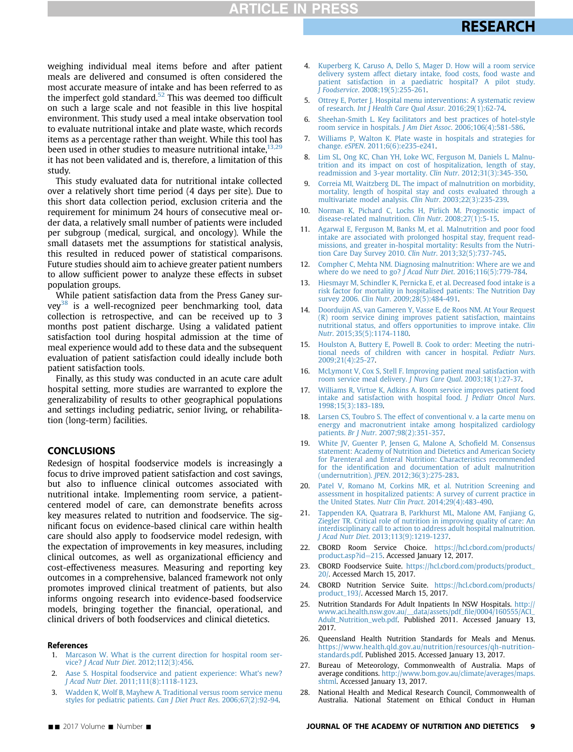weighing individual meal items before and after patient meals are delivered and consumed is often considered the most accurate measure of intake and has been referred to as the imperfect gold standard.[52] This was deemed too difficult on such a large scale and not feasible in this live hospital environment. This study used a meal intake observation tool to evaluate nutritional intake and plate waste, which records items as a percentage rather than weight. While this tool has been used in other studies to measure nutritional intake,[13,29] it has not been validated and is, therefore, a limitation of this study.

This study evaluated data for nutritional intake collected over a relatively short time period (4 days per site). Due to this short data collection period, exclusion criteria and the requirement for minimum 24 hours of consecutive meal order data, a relatively small number of patients were included per subgroup (medical, surgical, and oncology). While the small datasets met the assumptions for statistical analysis, this resulted in reduced power of statistical comparisons. Future studies should aim to achieve greater patient numbers to allow sufficient power to analyze these effects in subset population groups.

While patient satisfaction data from the Press Ganey survey[38] is a well-recognized peer benchmarking tool, data collection is retrospective, and can be received up to 3 months post patient discharge. Using a validated patient satisfaction tool during hospital admission at the time of meal experience would add to these data and the subsequent evaluation of patient satisfaction could ideally include both patient satisfaction tools.

Finally, as this study was conducted in an acute care adult hospital setting, more studies are warranted to explore the generalizability of results to other geographical populations and settings including pediatric, senior living, or rehabilitation (long-term) facilities.

## CONCLUSIONS

Redesign of hospital foodservice models is increasingly a focus to drive improved patient satisfaction and cost savings, but also to influence clinical outcomes associated with nutritional intake. Implementing room service, a patient-centered model of care, can demonstrate benefits across key measures related to nutrition and foodservice. The significant focus on evidence-based clinical care within health care should also apply to foodservice model redesign, with the expectation of improvements in key measures, including clinical outcomes, as well as organizational efficiency and cost-effectiveness measures. Measuring and reporting key outcomes in a comprehensive, balanced framework not only promotes improved clinical treatment of patients, but also informs ongoing research into evidence-based foodservice models, bringing together the financial, operational, and clinical drivers of both foodservices and clinical dietetics.

### References

1. Marcason W. What is the current direction for hospital room service? *J Acad Nutr Diet*. 2012;112(3):456.
2. Aase S. Hospital foodservice and patient experience: What's new? *J Acad Nutr Diet*. 2011;111(8):1118-1123.
3. Wadden K, Wolf B, Mayhew A. Traditional versus room service menu styles for pediatric patients. *Can J Diet Pract Res*. 2006;67(2):92-94.
4. Kuperberg K, Caruso A, Dello S, Mager D. How will a room service delivery system affect dietary intake, food costs, food waste and patient satisfaction in a paediatric hospital? A pilot study. *J Foodservice*. 2008;19(5):255-261.
5. Ottrey E, Porter J. Hospital menu interventions: A systematic review of research. *Int J Health Care Qual Assur*. 2016;29(1):62-74.
6. Sheehan-Smith L. Key facilitators and best practices of hotel-style room service in hospitals. *J Am Diet Assoc*. 2006;106(4):581-586.
7. Williams P, Walton K. Plate waste in hospitals and strategies for change. *eSPEN*. 2011;6(6):e235-e241.
8. Lim SL, Ong KC, Chan YH, Loke WC, Ferguson M, Daniels L. Malnutrition and its impact on cost of hospitalization, length of stay, readmission and 3-year mortality. *Clin Nutr*. 2012;31(3):345-350.
9. Correia MI, Waitzberg DL. The impact of malnutrition on morbidity, mortality, length of hospital stay and costs evaluated through a multivariate model analysis. *Clin Nutr*. 2003;22(3):235-239.
10. Norman K, Pichard C, Lochs H, Pirlich M. Prognostic impact of disease-related malnutrition. *Clin Nutr*. 2008;27(1):5-15.
11. Agarwal E, Ferguson M, Banks M, et al. Malnutrition and poor food intake are associated with prolonged hospital stay, frequent readmissions, and greater in-hospital mortality: Results from the Nutrition Care Day Survey 2010. *Clin Nutr*. 2013;32(5):737-745.
12. Compher C, Mehta NM. Diagnosing malnutrition: Where are we and where do we need to go? *J Acad Nutr Diet*. 2016;116(5):779-784.
13. Hiesmayr M, Schindler K, Pernicka E, et al. Decreased food intake is a risk factor for mortality in hospitalised patients: The Nutrition Day survey 2006. *Clin Nutr*. 2009;28(5):484-491.
14. Doorduijn AS, van Gameren Y, Vasse E, de Roos NM. At Your Request (R) room service dining improves patient satisfaction, maintains nutritional status, and offers opportunities to improve intake. *Clin Nutr*. 2015;35(5):1174-1180.
15. Houlston A, Buttery E, Powell B. Cook to order: Meeting the nutritional needs of children with cancer in hospital. *Pediatr Nurs*. 2009;21(4):25-27.
16. McLymont V, Cox S, Stell F. Improving patient meal satisfaction with room service meal delivery. *J Nurs Care Qual*. 2003;18(1):27-37.
17. Williams R, Virtue K, Adkins A. Room service improves patient food intake and satisfaction with hospital food. *J Pediatr Oncol Nurs*. 1998;15(3):183-189.
18. Larsen CS, Toubro S. The effect of conventional v. a la carte menu on energy and macronutrient intake among hospitalized cardiology patients. *Br J Nutr*. 2007;98(2):351-357.
19. White JV, Guenter P, Jensen G, Malone A, Schofield M. Consensus statement: Academy of Nutrition and Dietetics and American Society for Parenteral and Enteral Nutrition: Characteristics recommended for the identification and documentation of adult malnutrition (undernutrition). *JPEN*. 2012;36(3):275-283.
20. Patel V, Romano M, Corkins MR, et al. Nutrition Screening and assessment in hospitalized patients: A survey of current practice in the United States. *Nutr Clin Pract*. 2014;29(4):483-490.
21. Tappenden KA, Quatrara B, Parkhurst ML, Malone AM, Fanjiang G, Ziegler TR. Critical role of nutrition in improving quality of care: An interdisciplinary call to action to address adult hospital malnutrition. *J Acad Nutr Diet*. 2013;113(9):1219-1237.
22. CBORD Room Service Choice. https://hcl.cbord.com/products/product.asp?id=215. Accessed January 12, 2017.
23. CBORD Foodservice Suite. https://hcl.cbord.com/products/product_20/. Accessed March 15, 2017.
24. CBORD Nutrition Service Suite. https://hcl.cbord.com/products/product_193/. Accessed March 15, 2017.
25. Nutrition Standards For Adult Inpatients In NSW Hospitals. http://www.aci.health.nsw.gov.au/__data/assets/pdf_file/0004/160555/ACI_Adult_Nutrition_web.pdf. Published 2011. Accessed January 13, 2017.
26. Queensland Health Nutrition Standards for Meals and Menus. https://www.health.qld.gov.au/nutrition/resources/qh-nutrition-standards.pdf. Published 2015. Accessed January 13, 2017.
27. Bureau of Meteorology, Commonwealth of Australia. Maps of average conditions. http://www.bom.gov.au/climate/averages/maps.shtml. Accessed January 13, 2017.
28. National Health and Medical Research Council, Commonwealth of Australia. National Statement on Ethical Conduct in Human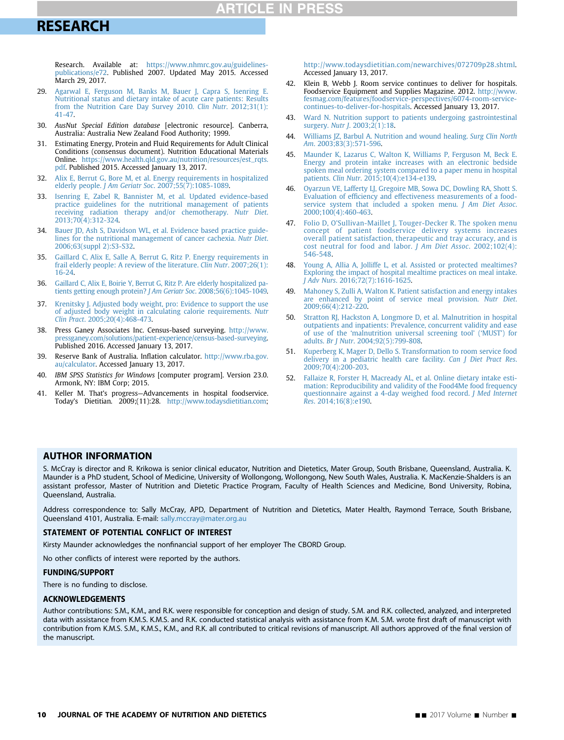Research. Available at: https://www.nhmrc.gov.au/guidelines-publications/e72. Published 2007. Updated May 2015. Accessed March 29, 2017.

29. Agarwal E, Ferguson M, Banks M, Bauer J, Capra S, Isenring E. Nutritional status and dietary intake of acute care patients: Results from the Nutrition Care Day Survey 2010. *Clin Nutr*. 2012;31(1):41-47.
30. *AusNut Special Edition database* [electronic resource]. Canberra, Australia: Australia New Zealand Food Authority; 1999.
31. Estimating Energy, Protein and Fluid Requirements for Adult Clinical Conditions (consensus document). Nutrition Educational Materials Online. https://www.health.qld.gov.au/nutrition/resources/est_rqts.pdf. Published 2015. Accessed January 13, 2017.
32. Alix E, Berrut G, Bore M, et al. Energy requirements in hospitalized elderly people. *J Am Geriatr Soc*. 2007;55(7):1085-1089.
33. Isenring E, Zabel R, Bannister M, et al. Updated evidence-based practice guidelines for the nutritional management of patients receiving radiation therapy and/or chemotherapy. *Nutr Diet*. 2013;70(4):312-324.
34. Bauer JD, Ash S, Davidson WL, et al. Evidence based practice guidelines for the nutritional management of cancer cachexia. *Nutr Diet*. 2006;63(suppl 2):S3-S32.
35. Gaillard C, Alix E, Salle A, Berrut G, Ritz P. Energy requirements in frail elderly people: A review of the literature. *Clin Nutr*. 2007;26(1):16-24.
36. Gaillard C, Alix E, Boirie Y, Berrut G, Ritz P. Are elderly hospitalized patients getting enough protein? *J Am Geriatr Soc*. 2008;56(6):1045-1049.
37. Krenitsky J. Adjusted body weight, pro: Evidence to support the use of adjusted body weight in calculating calorie requirements. *Nutr Clin Pract*. 2005;20(4):468-473.
38. Press Ganey Associates Inc. Census-based surveying. http://www.pressganey.com/solutions/patient-experience/census-based-surveying. Published 2016. Accessed January 13, 2017.
39. Reserve Bank of Australia. Inflation calculator. http://www.rba.gov.au/calculator. Accessed January 13, 2017.
40. *IBM SPSS Statistics for Windows* [computer program]. Version 23.0. Armonk, NY: IBM Corp; 2015.
41. Keller M. That's progress—Advancements in hospital foodservice. Today's Dietitian. 2009;(11):28. http://www.todaysdietitian.com; http://www.todaysdietitian.com/newarchives/072709p28.shtml. Accessed January 13, 2017.
42. Klein B, Webb J. Room service continues to deliver for hospitals. Foodservice Equipment and Supplies Magazine. 2012. http://www.fesmag.com/features/foodservice-perspectives/6074-room-service-continues-to-deliver-for-hospitals. Accessed January 13, 2017.
43. Ward N. Nutrition support to patients undergoing gastrointestinal surgery. *Nutr J*. 2003;2(1):18.
44. Williams JZ, Barbul A. Nutrition and wound healing. *Surg Clin North Am*. 2003;83(3):571-596.
45. Maunder K, Lazarus C, Walton K, Williams P, Ferguson M, Beck E. Energy and protein intake increases with an electronic bedside spoken meal ordering system compared to a paper menu in hospital patients. *Clin Nutr*. 2015;10(4):e134-e139.
46. Oyarzun VE, Lafferty LJ, Gregoire MB, Sowa DC, Dowling RA, Shott S. Evaluation of efficiency and effectiveness measurements of a foodservice system that included a spoken menu. *J Am Diet Assoc*. 2000;100(4):460-463.
47. Folio D, O'Sullivan-Maillet J, Touger-Decker R. The spoken menu concept of patient foodservice delivery systems increases overall patient satisfaction, therapeutic and tray accuracy, and is cost neutral for food and labor. *J Am Diet Assoc*. 2002;102(4):546-548.
48. Young A, Allia A, Jolliffe L, et al. Assisted or protected mealtimes? Exploring the impact of hospital mealtime practices on meal intake. *J Adv Nurs*. 2016;72(7):1616-1625.
49. Mahoney S, Zulli A, Walton K. Patient satisfaction and energy intakes are enhanced by point of service meal provision. *Nutr Diet*. 2009;66(4):212-220.
50. Stratton RJ, Hackston A, Longmore D, et al. Malnutrition in hospital outpatients and inpatients: Prevalence, concurrent validity and ease of use of the 'malnutrition universal screening tool' ('MUST') for adults. *Br J Nutr*. 2004;92(5):799-808.
51. Kuperberg K, Mager D, Dello S. Transformation to room service food delivery in a pediatric health care facility. *Can J Diet Pract Res*. 2009;70(4):200-203.
52. Fallaize R, Forster H, Macready AL, et al. Online dietary intake estimation: Reproducibility and validity of the Food4Me food frequency questionnaire against a 4-day weighed food record. *J Med Internet Res*. 2014;16(8):e190.

## AUTHOR INFORMATION

S. McCray is director and R. Krikowa is senior clinical educator, Nutrition and Dietetics, Mater Group, South Brisbane, Queensland, Australia. K. Maunder is a PhD student, School of Medicine, University of Wollongong, Wollongong, New South Wales, Australia. K. MacKenzie-Shalders is an assistant professor, Master of Nutrition and Dietetic Practice Program, Faculty of Health Sciences and Medicine, Bond University, Robina, Queensland, Australia.

Address correspondence to: Sally McCray, APD, Department of Nutrition and Dietetics, Mater Health, Raymond Terrace, South Brisbane, Queensland 4101, Australia. E-mail: sally.mccray@mater.org.au

### STATEMENT OF POTENTIAL CONFLICT OF INTEREST

Kirsty Maunder acknowledges the nonfinancial support of her employer The CBORD Group.

No other conflicts of interest were reported by the authors.

### FUNDING/SUPPORT

There is no funding to disclose.

### ACKNOWLEDGEMENTS

Author contributions: S.M., K.M., and R.K. were responsible for conception and design of study. S.M. and R.K. collected, analyzed, and interpreted data with assistance from K.M.S. K.M.S. and R.K. conducted statistical analysis with assistance from K.M. S.M. wrote first draft of manuscript with contribution from K.M.S. S.M., K.M.S., K.M., and R.K. all contributed to critical revisions of manuscript. All authors approved of the final version of the manuscript.